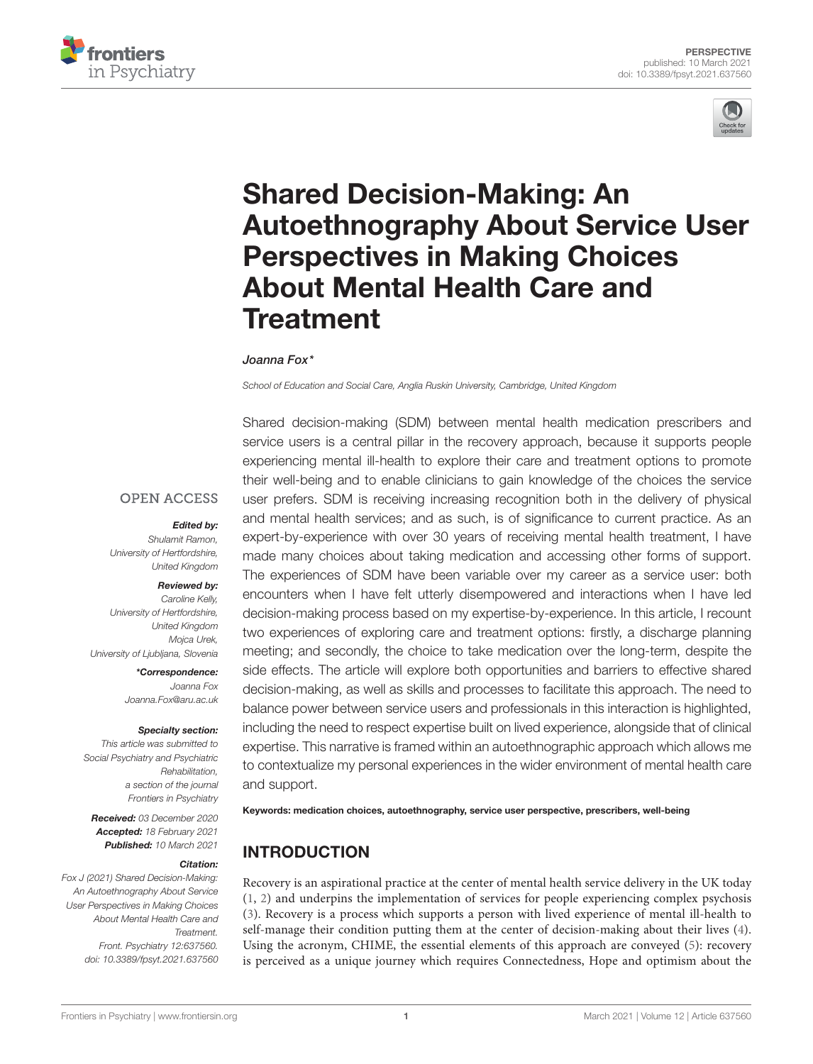PERSPECTIVE
published: 10 March 2021
doi: 10.3389/fpsyt.2021.637560

# Shared Decision-Making: An Autoethnography About Service User Perspectives in Making Choices About Mental Health Care and Treatment

*Joanna Fox**

*School of Education and Social Care, Anglia Ruskin University, Cambridge, United Kingdom*

OPEN ACCESS

***Edited by:***
*Shulamit Ramon,*
*University of Hertfordshire,*
*United Kingdom*

***Reviewed by:***
*Caroline Kelly,*
*University of Hertfordshire,*
*United Kingdom*
*Mojca Urek,*
*University of Ljubljana, Slovenia*

***\*Correspondence:***
*Joanna Fox*
*Joanna.Fox@aru.ac.uk*

***Specialty section:***
*This article was submitted to Social Psychiatry and Psychiatric Rehabilitation, a section of the journal Frontiers in Psychiatry*

***Received:*** *03 December 2020*
***Accepted:*** *18 February 2021*
***Published:*** *10 March 2021*

***Citation:***
*Fox J (2021) Shared Decision-Making: An Autoethnography About Service User Perspectives in Making Choices About Mental Health Care and Treatment. Front. Psychiatry 12:637560. doi: 10.3389/fpsyt.2021.637560*

Shared decision-making (SDM) between mental health medication prescribers and service users is a central pillar in the recovery approach, because it supports people experiencing mental ill-health to explore their care and treatment options to promote their well-being and to enable clinicians to gain knowledge of the choices the service user prefers. SDM is receiving increasing recognition both in the delivery of physical and mental health services; and as such, is of significance to current practice. As an expert-by-experience with over 30 years of receiving mental health treatment, I have made many choices about taking medication and accessing other forms of support. The experiences of SDM have been variable over my career as a service user: both encounters when I have felt utterly disempowered and interactions when I have led decision-making process based on my expertise-by-experience. In this article, I recount two experiences of exploring care and treatment options: firstly, a discharge planning meeting; and secondly, the choice to take medication over the long-term, despite the side effects. The article will explore both opportunities and barriers to effective shared decision-making, as well as skills and processes to facilitate this approach. The need to balance power between service users and professionals in this interaction is highlighted, including the need to respect expertise built on lived experience, alongside that of clinical expertise. This narrative is framed within an autoethnographic approach which allows me to contextualize my personal experiences in the wider environment of mental health care and support.

**Keywords: medication choices, autoethnography, service user perspective, prescribers, well-being**

## INTRODUCTION

Recovery is an aspirational practice at the center of mental health service delivery in the UK today (1, 2) and underpins the implementation of services for people experiencing complex psychosis (3). Recovery is a process which supports a person with lived experience of mental ill-health to self-manage their condition putting them at the center of decision-making about their lives (4). Using the acronym, CHIME, the essential elements of this approach are conveyed (5): recovery is perceived as a unique journey which requires Connectedness, Hope and optimism about the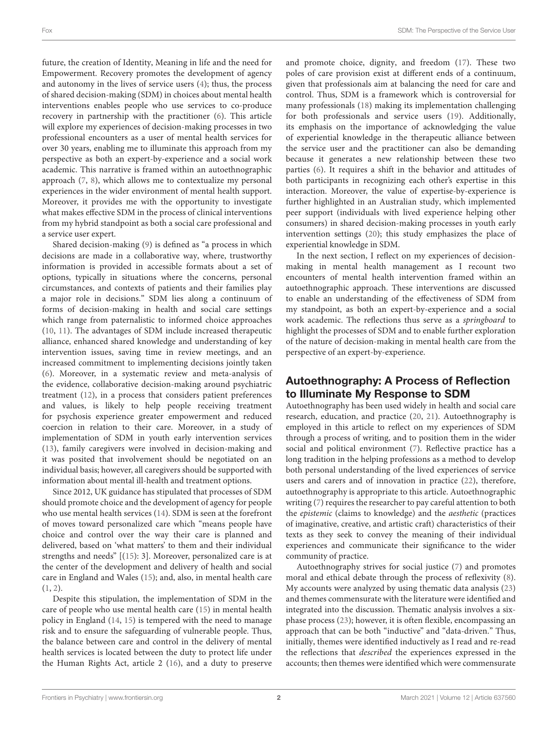future, the creation of Identity, Meaning in life and the need for Empowerment. Recovery promotes the development of agency and autonomy in the lives of service users (4); thus, the process of shared decision-making (SDM) in choices about mental health interventions enables people who use services to co-produce recovery in partnership with the practitioner (6). This article will explore my experiences of decision-making processes in two professional encounters as a user of mental health services for over 30 years, enabling me to illuminate this approach from my perspective as both an expert-by-experience and a social work academic. This narrative is framed within an autoethnographic approach (7, 8), which allows me to contextualize my personal experiences in the wider environment of mental health support. Moreover, it provides me with the opportunity to investigate what makes effective SDM in the process of clinical interventions from my hybrid standpoint as both a social care professional and a service user expert.

Shared decision-making (9) is defined as "a process in which decisions are made in a collaborative way, where, trustworthy information is provided in accessible formats about a set of options, typically in situations where the concerns, personal circumstances, and contexts of patients and their families play a major role in decisions." SDM lies along a continuum of forms of decision-making in health and social care settings which range from paternalistic to informed choice approaches (10, 11). The advantages of SDM include increased therapeutic alliance, enhanced shared knowledge and understanding of key intervention issues, saving time in review meetings, and an increased commitment to implementing decisions jointly taken (6). Moreover, in a systematic review and meta-analysis of the evidence, collaborative decision-making around psychiatric treatment (12), in a process that considers patient preferences and values, is likely to help people receiving treatment for psychosis experience greater empowerment and reduced coercion in relation to their care. Moreover, in a study of implementation of SDM in youth early intervention services (13), family caregivers were involved in decision-making and it was posited that involvement should be negotiated on an individual basis; however, all caregivers should be supported with information about mental ill-health and treatment options.

Since 2012, UK guidance has stipulated that processes of SDM should promote choice and the development of agency for people who use mental health services (14). SDM is seen at the forefront of moves toward personalized care which "means people have choice and control over the way their care is planned and delivered, based on 'what matters' to them and their individual strengths and needs" [(15): 3]. Moreover, personalized care is at the center of the development and delivery of health and social care in England and Wales (15); and, also, in mental health care (1, 2).

Despite this stipulation, the implementation of SDM in the care of people who use mental health care (15) in mental health policy in England (14, 15) is tempered with the need to manage risk and to ensure the safeguarding of vulnerable people. Thus, the balance between care and control in the delivery of mental health services is located between the duty to protect life under the Human Rights Act, article 2 (16), and a duty to preserve and promote choice, dignity, and freedom (17). These two poles of care provision exist at different ends of a continuum, given that professionals aim at balancing the need for care and control. Thus, SDM is a framework which is controversial for many professionals (18) making its implementation challenging for both professionals and service users (19). Additionally, its emphasis on the importance of acknowledging the value of experiential knowledge in the therapeutic alliance between the service user and the practitioner can also be demanding because it generates a new relationship between these two parties (6). It requires a shift in the behavior and attitudes of both participants in recognizing each other's expertise in this interaction. Moreover, the value of expertise-by-experience is further highlighted in an Australian study, which implemented peer support (individuals with lived experience helping other consumers) in shared decision-making processes in youth early intervention settings (20); this study emphasizes the place of experiential knowledge in SDM.

In the next section, I reflect on my experiences of decision-making in mental health management as I recount two encounters of mental health intervention framed within an autoethnographic approach. These interventions are discussed to enable an understanding of the effectiveness of SDM from my standpoint, as both an expert-by-experience and a social work academic. The reflections thus serve as a *springboard* to highlight the processes of SDM and to enable further exploration of the nature of decision-making in mental health care from the perspective of an expert-by-experience.

## Autoethnography: A Process of Reflection to Illuminate My Response to SDM

Autoethnography has been used widely in health and social care research, education, and practice (20, 21). Autoethnography is employed in this article to reflect on my experiences of SDM through a process of writing, and to position them in the wider social and political environment (7). Reflective practice has a long tradition in the helping professions as a method to develop both personal understanding of the lived experiences of service users and carers and of innovation in practice (22), therefore, autoethnography is appropriate to this article. Autoethnographic writing (7) requires the researcher to pay careful attention to both the *epistemic* (claims to knowledge) and the *aesthetic* (practices of imaginative, creative, and artistic craft) characteristics of their texts as they seek to convey the meaning of their individual experiences and communicate their significance to the wider community of practice.

Autoethnography strives for social justice (7) and promotes moral and ethical debate through the process of reflexivity (8). My accounts were analyzed by using thematic data analysis (23) and themes commensurate with the literature were identified and integrated into the discussion. Thematic analysis involves a six-phase process (23); however, it is often flexible, encompassing an approach that can be both "inductive" and "data-driven." Thus, initially, themes were identified inductively as I read and re-read the reflections that *described* the experiences expressed in the accounts; then themes were identified which were commensurate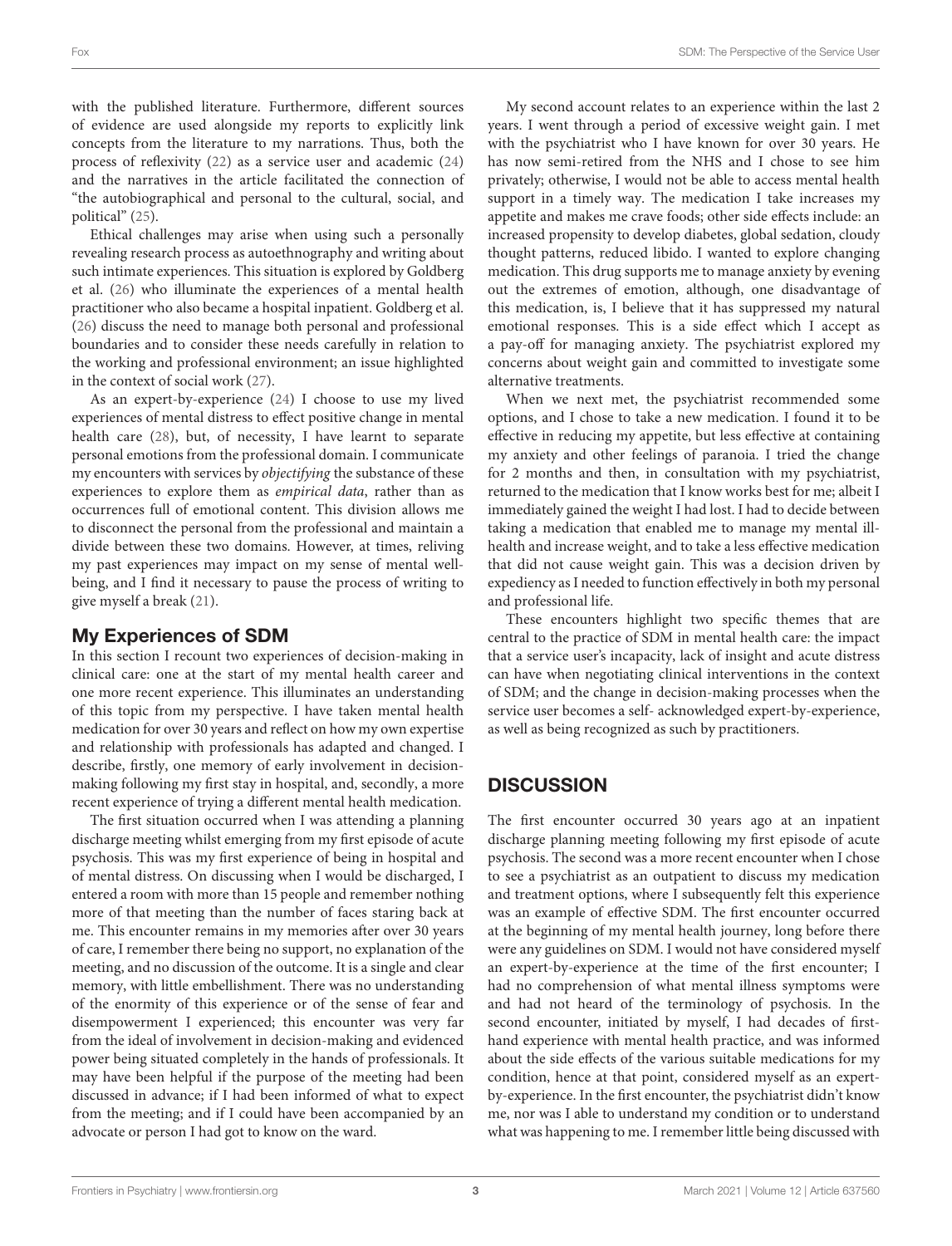with the published literature. Furthermore, different sources of evidence are used alongside my reports to explicitly link concepts from the literature to my narrations. Thus, both the process of reflexivity (22) as a service user and academic (24) and the narratives in the article facilitated the connection of "the autobiographical and personal to the cultural, social, and political" (25).

Ethical challenges may arise when using such a personally revealing research process as autoethnography and writing about such intimate experiences. This situation is explored by Goldberg et al. (26) who illuminate the experiences of a mental health practitioner who also became a hospital inpatient. Goldberg et al. (26) discuss the need to manage both personal and professional boundaries and to consider these needs carefully in relation to the working and professional environment; an issue highlighted in the context of social work (27).

As an expert-by-experience (24) I choose to use my lived experiences of mental distress to effect positive change in mental health care (28), but, of necessity, I have learnt to separate personal emotions from the professional domain. I communicate my encounters with services by *objectifying* the substance of these experiences to explore them as *empirical data*, rather than as occurrences full of emotional content. This division allows me to disconnect the personal from the professional and maintain a divide between these two domains. However, at times, reliving my past experiences may impact on my sense of mental well-being, and I find it necessary to pause the process of writing to give myself a break (21).

## My Experiences of SDM

In this section I recount two experiences of decision-making in clinical care: one at the start of my mental health career and one more recent experience. This illuminates an understanding of this topic from my perspective. I have taken mental health medication for over 30 years and reflect on how my own expertise and relationship with professionals has adapted and changed. I describe, firstly, one memory of early involvement in decision-making following my first stay in hospital, and, secondly, a more recent experience of trying a different mental health medication.

The first situation occurred when I was attending a planning discharge meeting whilst emerging from my first episode of acute psychosis. This was my first experience of being in hospital and of mental distress. On discussing when I would be discharged, I entered a room with more than 15 people and remember nothing more of that meeting than the number of faces staring back at me. This encounter remains in my memories after over 30 years of care, I remember there being no support, no explanation of the meeting, and no discussion of the outcome. It is a single and clear memory, with little embellishment. There was no understanding of the enormity of this experience or of the sense of fear and disempowerment I experienced; this encounter was very far from the ideal of involvement in decision-making and evidenced power being situated completely in the hands of professionals. It may have been helpful if the purpose of the meeting had been discussed in advance; if I had been informed of what to expect from the meeting; and if I could have been accompanied by an advocate or person I had got to know on the ward.

My second account relates to an experience within the last 2 years. I went through a period of excessive weight gain. I met with the psychiatrist who I have known for over 30 years. He has now semi-retired from the NHS and I chose to see him privately; otherwise, I would not be able to access mental health support in a timely way. The medication I take increases my appetite and makes me crave foods; other side effects include: an increased propensity to develop diabetes, global sedation, cloudy thought patterns, reduced libido. I wanted to explore changing medication. This drug supports me to manage anxiety by evening out the extremes of emotion, although, one disadvantage of this medication, is, I believe that it has suppressed my natural emotional responses. This is a side effect which I accept as a pay-off for managing anxiety. The psychiatrist explored my concerns about weight gain and committed to investigate some alternative treatments.

When we next met, the psychiatrist recommended some options, and I chose to take a new medication. I found it to be effective in reducing my appetite, but less effective at containing my anxiety and other feelings of paranoia. I tried the change for 2 months and then, in consultation with my psychiatrist, returned to the medication that I know works best for me; albeit I immediately gained the weight I had lost. I had to decide between taking a medication that enabled me to manage my mental ill-health and increase weight, and to take a less effective medication that did not cause weight gain. This was a decision driven by expediency as I needed to function effectively in both my personal and professional life.

These encounters highlight two specific themes that are central to the practice of SDM in mental health care: the impact that a service user's incapacity, lack of insight and acute distress can have when negotiating clinical interventions in the context of SDM; and the change in decision-making processes when the service user becomes a self- acknowledged expert-by-experience, as well as being recognized as such by practitioners.

# DISCUSSION

The first encounter occurred 30 years ago at an inpatient discharge planning meeting following my first episode of acute psychosis. The second was a more recent encounter when I chose to see a psychiatrist as an outpatient to discuss my medication and treatment options, where I subsequently felt this experience was an example of effective SDM. The first encounter occurred at the beginning of my mental health journey, long before there were any guidelines on SDM. I would not have considered myself an expert-by-experience at the time of the first encounter; I had no comprehension of what mental illness symptoms were and had not heard of the terminology of psychosis. In the second encounter, initiated by myself, I had decades of first-hand experience with mental health practice, and was informed about the side effects of the various suitable medications for my condition, hence at that point, considered myself as an expert-by-experience. In the first encounter, the psychiatrist didn't know me, nor was I able to understand my condition or to understand what was happening to me. I remember little being discussed with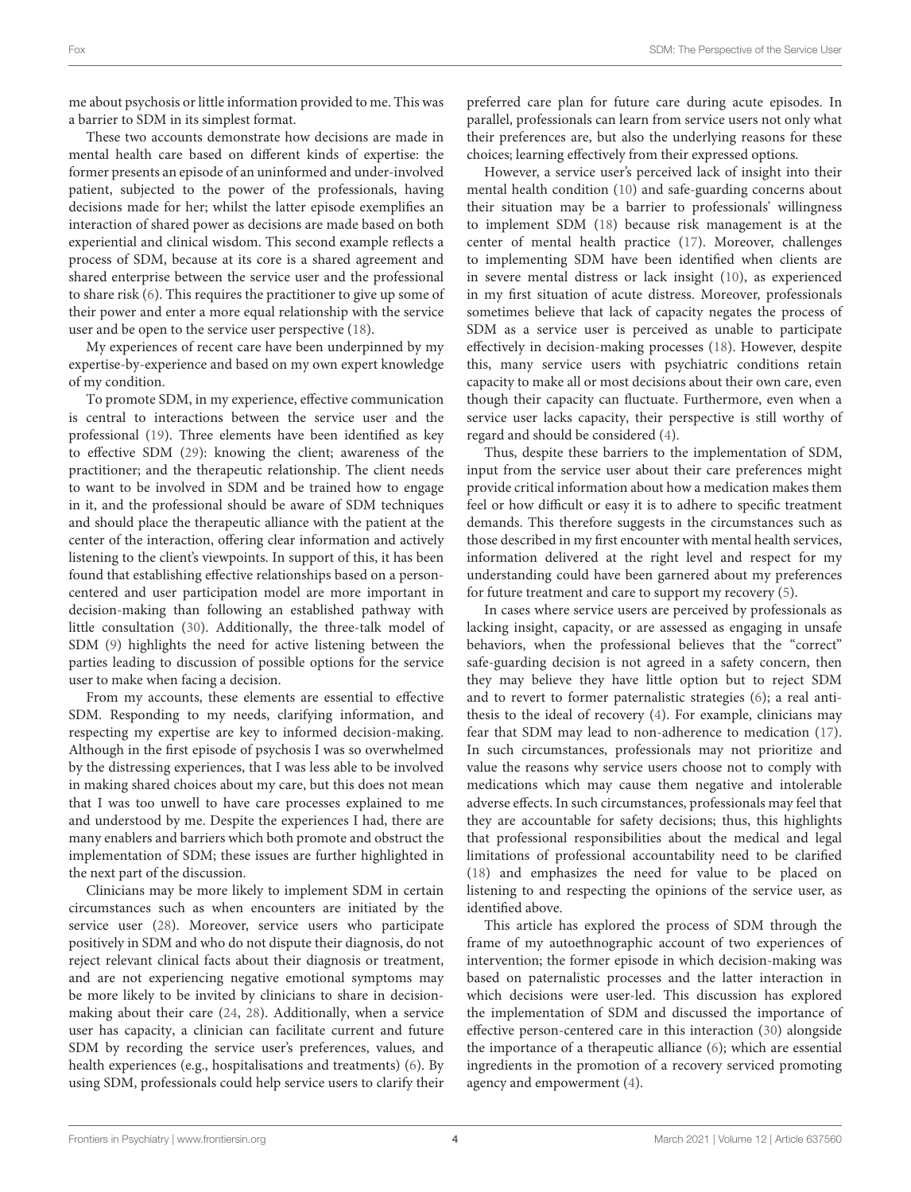me about psychosis or little information provided to me. This was a barrier to SDM in its simplest format.

These two accounts demonstrate how decisions are made in mental health care based on different kinds of expertise: the former presents an episode of an uninformed and under-involved patient, subjected to the power of the professionals, having decisions made for her; whilst the latter episode exemplifies an interaction of shared power as decisions are made based on both experiential and clinical wisdom. This second example reflects a process of SDM, because at its core is a shared agreement and shared enterprise between the service user and the professional to share risk (6). This requires the practitioner to give up some of their power and enter a more equal relationship with the service user and be open to the service user perspective (18).

My experiences of recent care have been underpinned by my expertise-by-experience and based on my own expert knowledge of my condition.

To promote SDM, in my experience, effective communication is central to interactions between the service user and the professional (19). Three elements have been identified as key to effective SDM (29): knowing the client; awareness of the practitioner; and the therapeutic relationship. The client needs to want to be involved in SDM and be trained how to engage in it, and the professional should be aware of SDM techniques and should place the therapeutic alliance with the patient at the center of the interaction, offering clear information and actively listening to the client's viewpoints. In support of this, it has been found that establishing effective relationships based on a person-centered and user participation model are more important in decision-making than following an established pathway with little consultation (30). Additionally, the three-talk model of SDM (9) highlights the need for active listening between the parties leading to discussion of possible options for the service user to make when facing a decision.

From my accounts, these elements are essential to effective SDM. Responding to my needs, clarifying information, and respecting my expertise are key to informed decision-making. Although in the first episode of psychosis I was so overwhelmed by the distressing experiences, that I was less able to be involved in making shared choices about my care, but this does not mean that I was too unwell to have care processes explained to me and understood by me. Despite the experiences I had, there are many enablers and barriers which both promote and obstruct the implementation of SDM; these issues are further highlighted in the next part of the discussion.

Clinicians may be more likely to implement SDM in certain circumstances such as when encounters are initiated by the service user (28). Moreover, service users who participate positively in SDM and who do not dispute their diagnosis, do not reject relevant clinical facts about their diagnosis or treatment, and are not experiencing negative emotional symptoms may be more likely to be invited by clinicians to share in decision-making about their care (24, 28). Additionally, when a service user has capacity, a clinician can facilitate current and future SDM by recording the service user's preferences, values, and health experiences (e.g., hospitalisations and treatments) (6). By using SDM, professionals could help service users to clarify their preferred care plan for future care during acute episodes. In parallel, professionals can learn from service users not only what their preferences are, but also the underlying reasons for these choices; learning effectively from their expressed options.

However, a service user's perceived lack of insight into their mental health condition (10) and safe-guarding concerns about their situation may be a barrier to professionals' willingness to implement SDM (18) because risk management is at the center of mental health practice (17). Moreover, challenges to implementing SDM have been identified when clients are in severe mental distress or lack insight (10), as experienced in my first situation of acute distress. Moreover, professionals sometimes believe that lack of capacity negates the process of SDM as a service user is perceived as unable to participate effectively in decision-making processes (18). However, despite this, many service users with psychiatric conditions retain capacity to make all or most decisions about their own care, even though their capacity can fluctuate. Furthermore, even when a service user lacks capacity, their perspective is still worthy of regard and should be considered (4).

Thus, despite these barriers to the implementation of SDM, input from the service user about their care preferences might provide critical information about how a medication makes them feel or how difficult or easy it is to adhere to specific treatment demands. This therefore suggests in the circumstances such as those described in my first encounter with mental health services, information delivered at the right level and respect for my understanding could have been garnered about my preferences for future treatment and care to support my recovery (5).

In cases where service users are perceived by professionals as lacking insight, capacity, or are assessed as engaging in unsafe behaviors, when the professional believes that the "correct" safe-guarding decision is not agreed in a safety concern, then they may believe they have little option but to reject SDM and to revert to former paternalistic strategies (6); a real anti-thesis to the ideal of recovery (4). For example, clinicians may fear that SDM may lead to non-adherence to medication (17). In such circumstances, professionals may not prioritize and value the reasons why service users choose not to comply with medications which may cause them negative and intolerable adverse effects. In such circumstances, professionals may feel that they are accountable for safety decisions; thus, this highlights that professional responsibilities about the medical and legal limitations of professional accountability need to be clarified (18) and emphasizes the need for value to be placed on listening to and respecting the opinions of the service user, as identified above.

This article has explored the process of SDM through the frame of my autoethnographic account of two experiences of intervention; the former episode in which decision-making was based on paternalistic processes and the latter interaction in which decisions were user-led. This discussion has explored the implementation of SDM and discussed the importance of effective person-centered care in this interaction (30) alongside the importance of a therapeutic alliance (6); which are essential ingredients in the promotion of a recovery serviced promoting agency and empowerment (4).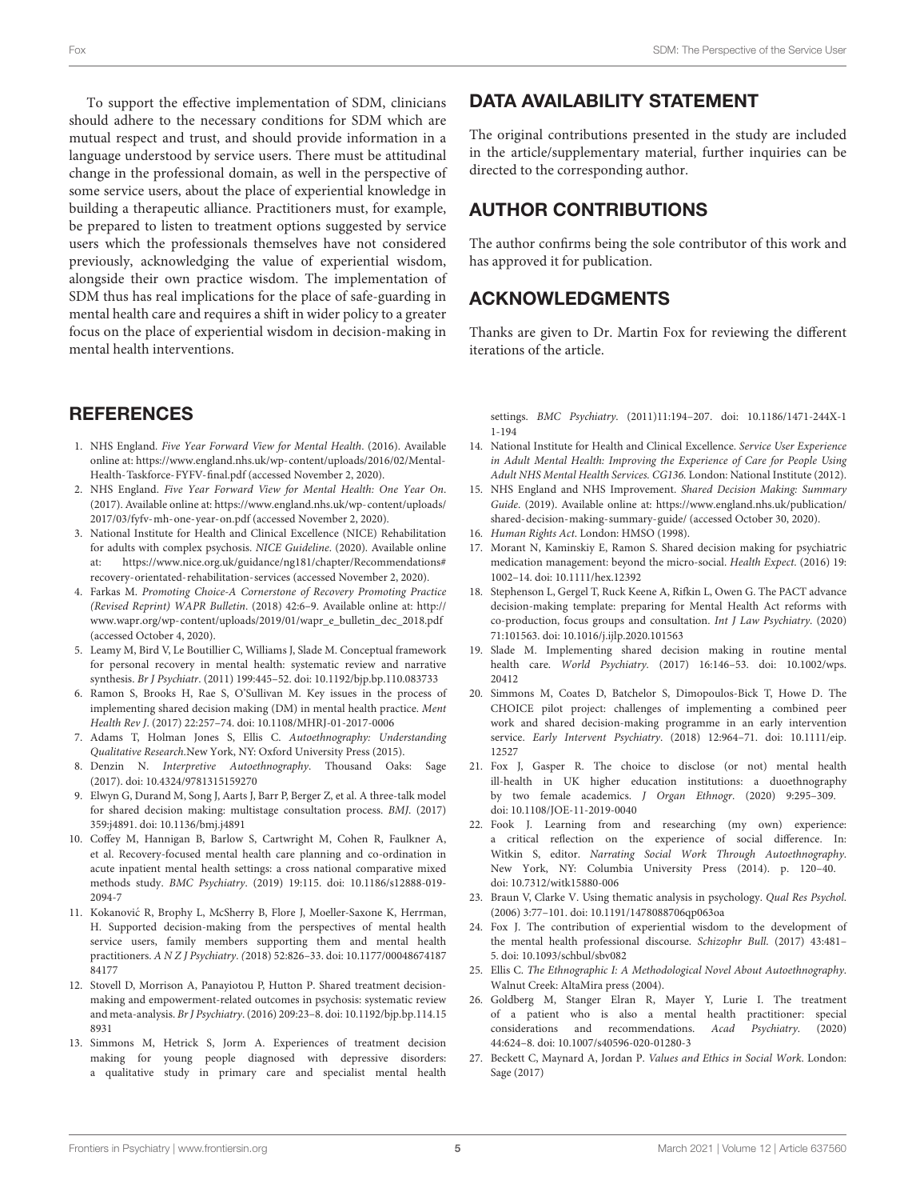To support the effective implementation of SDM, clinicians should adhere to the necessary conditions for SDM which are mutual respect and trust, and should provide information in a language understood by service users. There must be attitudinal change in the professional domain, as well in the perspective of some service users, about the place of experiential knowledge in building a therapeutic alliance. Practitioners must, for example, be prepared to listen to treatment options suggested by service users which the professionals themselves have not considered previously, acknowledging the value of experiential wisdom, alongside their own practice wisdom. The implementation of SDM thus has real implications for the place of safe-guarding in mental health care and requires a shift in wider policy to a greater focus on the place of experiential wisdom in decision-making in mental health interventions.

## DATA AVAILABILITY STATEMENT

The original contributions presented in the study are included in the article/supplementary material, further inquiries can be directed to the corresponding author.

## AUTHOR CONTRIBUTIONS

The author confirms being the sole contributor of this work and has approved it for publication.

## ACKNOWLEDGMENTS

Thanks are given to Dr. Martin Fox for reviewing the different iterations of the article.

## REFERENCES

1. NHS England. *Five Year Forward View for Mental Health*. (2016). Available online at: https://www.england.nhs.uk/wp-content/uploads/2016/02/Mental-Health-Taskforce-FYFV-final.pdf (accessed November 2, 2020).
2. NHS England. *Five Year Forward View for Mental Health: One Year On*. (2017). Available online at: https://www.england.nhs.uk/wp-content/uploads/2017/03/fyfv-mh-one-year-on.pdf (accessed November 2, 2020).
3. National Institute for Health and Clinical Excellence (NICE) Rehabilitation for adults with complex psychosis. *NICE Guideline*. (2020). Available online at: https://www.nice.org.uk/guidance/ng181/chapter/Recommendations#recovery-orientated-rehabilitation-services (accessed November 2, 2020).
4. Farkas M. *Promoting Choice-A Cornerstone of Recovery Promoting Practice (Revised Reprint) WAPR Bulletin*. (2018) 42:6–9. Available online at: http://www.wapr.org/wp-content/uploads/2019/01/wapr_e_bulletin_dec_2018.pdf (accessed October 4, 2020).
5. Leamy M, Bird V, Le Boutillier C, Williams J, Slade M. Conceptual framework for personal recovery in mental health: systematic review and narrative synthesis. *Br J Psychiatr*. (2011) 199:445–52. doi: 10.1192/bjp.bp.110.083733
6. Ramon S, Brooks H, Rae S, O'Sullivan M. Key issues in the process of implementing shared decision making (DM) in mental health practice. *Ment Health Rev J*. (2017) 22:257–74. doi: 10.1108/MHRJ-01-2017-0006
7. Adams T, Holman Jones S, Ellis C. *Autoethnography: Understanding Qualitative Research*.New York, NY: Oxford University Press (2015).
8. Denzin N. *Interpretive Autoethnography*. Thousand Oaks: Sage (2017). doi: 10.4324/9781315159270
9. Elwyn G, Durand M, Song J, Aarts J, Barr P, Berger Z, et al. A three-talk model for shared decision making: multistage consultation process. *BMJ*. (2017) 359:j4891. doi: 10.1136/bmj.j4891
10. Coffey M, Hannigan B, Barlow S, Cartwright M, Cohen R, Faulkner A, et al. Recovery-focused mental health care planning and co-ordination in acute inpatient mental health settings: a cross national comparative mixed methods study. *BMC Psychiatry*. (2019) 19:115. doi: 10.1186/s12888-019-2094-7
11. Kokanović R, Brophy L, McSherry B, Flore J, Moeller-Saxone K, Herrman, H. Supported decision-making from the perspectives of mental health service users, family members supporting them and mental health practitioners. *A N Z J Psychiatry*. (2018) 52:826–33. doi: 10.1177/0004867418784177
12. Stovell D, Morrison A, Panayiotou P, Hutton P. Shared treatment decision-making and empowerment-related outcomes in psychosis: systematic review and meta-analysis. *Br J Psychiatry*. (2016) 209:23–8. doi: 10.1192/bjp.bp.114.158931
13. Simmons M, Hetrick S, Jorm A. Experiences of treatment decision making for young people diagnosed with depressive disorders: a qualitative study in primary care and specialist mental health settings. *BMC Psychiatry*. (2011)11:194–207. doi: 10.1186/1471-244X-11-194
14. National Institute for Health and Clinical Excellence. *Service User Experience in Adult Mental Health: Improving the Experience of Care for People Using Adult NHS Mental Health Services. CG136*. London: National Institute (2012).
15. NHS England and NHS Improvement. *Shared Decision Making: Summary Guide*. (2019). Available online at: https://www.england.nhs.uk/publication/shared-decision-making-summary-guide/ (accessed October 30, 2020).
16. *Human Rights Act*. London: HMSO (1998).
17. Morant N, Kaminskiy E, Ramon S. Shared decision making for psychiatric medication management: beyond the micro-social. *Health Expect*. (2016) 19: 1002–14. doi: 10.1111/hex.12392
18. Stephenson L, Gergel T, Ruck Keene A, Rifkin L, Owen G. The PACT advance decision-making template: preparing for Mental Health Act reforms with co-production, focus groups and consultation. *Int J Law Psychiatry*. (2020) 71:101563. doi: 10.1016/j.ijlp.2020.101563
19. Slade M. Implementing shared decision making in routine mental health care. *World Psychiatry*. (2017) 16:146–53. doi: 10.1002/wps.20412
20. Simmons M, Coates D, Batchelor S, Dimopoulos-Bick T, Howe D. The CHOICE pilot project: challenges of implementing a combined peer work and shared decision-making programme in an early intervention service. *Early Intervent Psychiatry*. (2018) 12:964–71. doi: 10.1111/eip.12527
21. Fox J, Gasper R. The choice to disclose (or not) mental health ill-health in UK higher education institutions: a duoethnography by two female academics. *J Organ Ethnogr*. (2020) 9:295–309. doi: 10.1108/JOE-11-2019-0040
22. Fook J. Learning from and researching (my own) experience: a critical reflection on the experience of social difference. In: Witkin S, editor. *Narrating Social Work Through Autoethnography*. New York, NY: Columbia University Press (2014). p. 120–40. doi: 10.7312/witk15880-006
23. Braun V, Clarke V. Using thematic analysis in psychology. *Qual Res Psychol*. (2006) 3:77–101. doi: 10.1191/1478088706qp063oa
24. Fox J. The contribution of experiential wisdom to the development of the mental health professional discourse. *Schizophr Bull*. (2017) 43:481–5. doi: 10.1093/schbul/sbv082
25. Ellis C. *The Ethnographic I: A Methodological Novel About Autoethnography*. Walnut Creek: AltaMira press (2004).
26. Goldberg M, Stanger Elran R, Mayer Y, Lurie I. The treatment of a patient who is also a mental health practitioner: special considerations and recommendations. *Acad Psychiatry*. (2020) 44:624–8. doi: 10.1007/s40596-020-01280-3
27. Beckett C, Maynard A, Jordan P. *Values and Ethics in Social Work*. London: Sage (2017)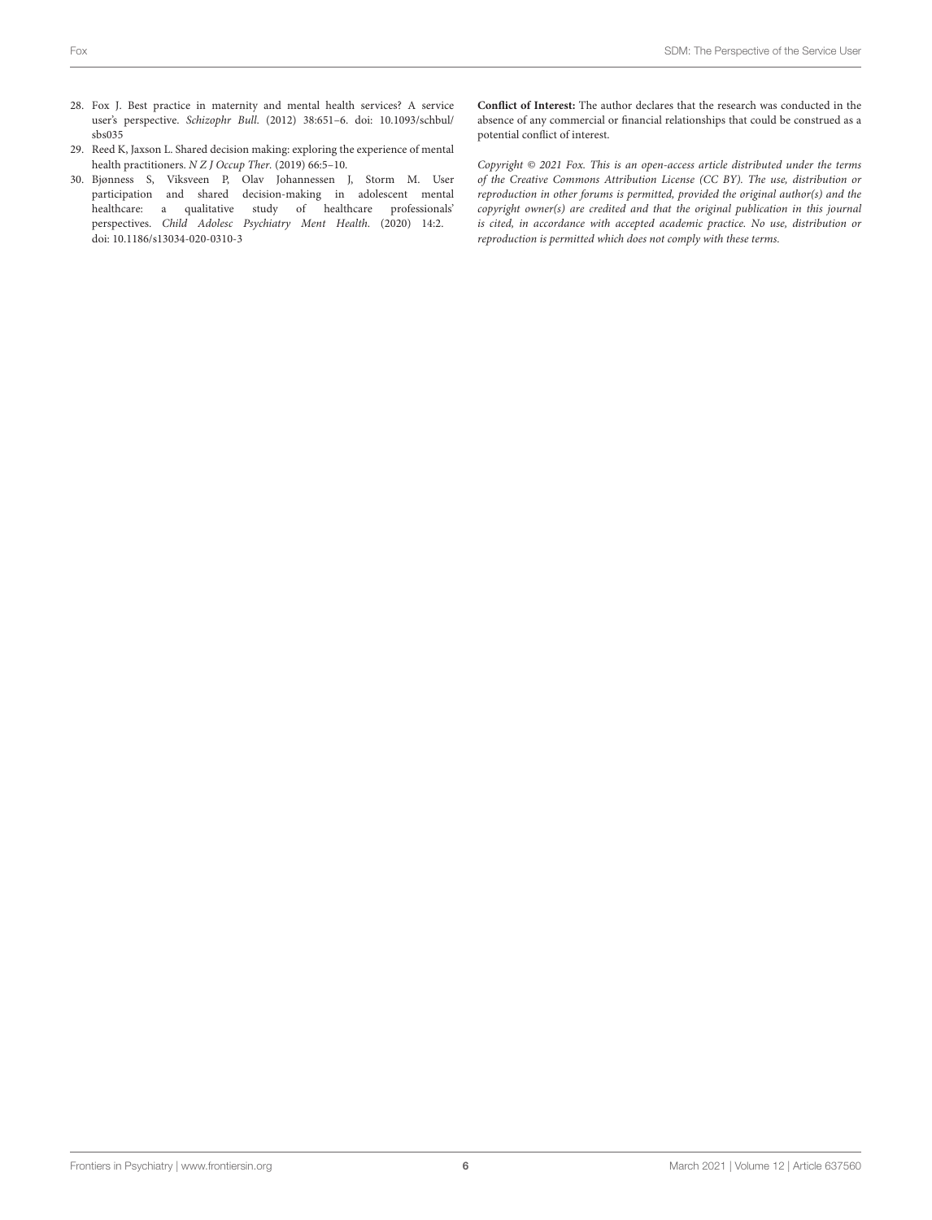28. Fox J. Best practice in maternity and mental health services? A service user's perspective. *Schizophr Bull*. (2012) 38:651–6. doi: 10.1093/schbul/sbs035
29. Reed K, Jaxson L. Shared decision making: exploring the experience of mental health practitioners. *N Z J Occup Ther*. (2019) 66:5–10.
30. Bjønness S, Viksveen P, Olav Johannessen J, Storm M. User participation and shared decision-making in adolescent mental healthcare: a qualitative study of healthcare professionals' perspectives. *Child Adolesc Psychiatry Ment Health*. (2020) 14:2. doi: 10.1186/s13034-020-0310-3

**Conflict of Interest:** The author declares that the research was conducted in the absence of any commercial or financial relationships that could be construed as a potential conflict of interest.

*Copyright © 2021 Fox. This is an open-access article distributed under the terms of the Creative Commons Attribution License (CC BY). The use, distribution or reproduction in other forums is permitted, provided the original author(s) and the copyright owner(s) are credited and that the original publication in this journal is cited, in accordance with accepted academic practice. No use, distribution or reproduction is permitted which does not comply with these terms.*